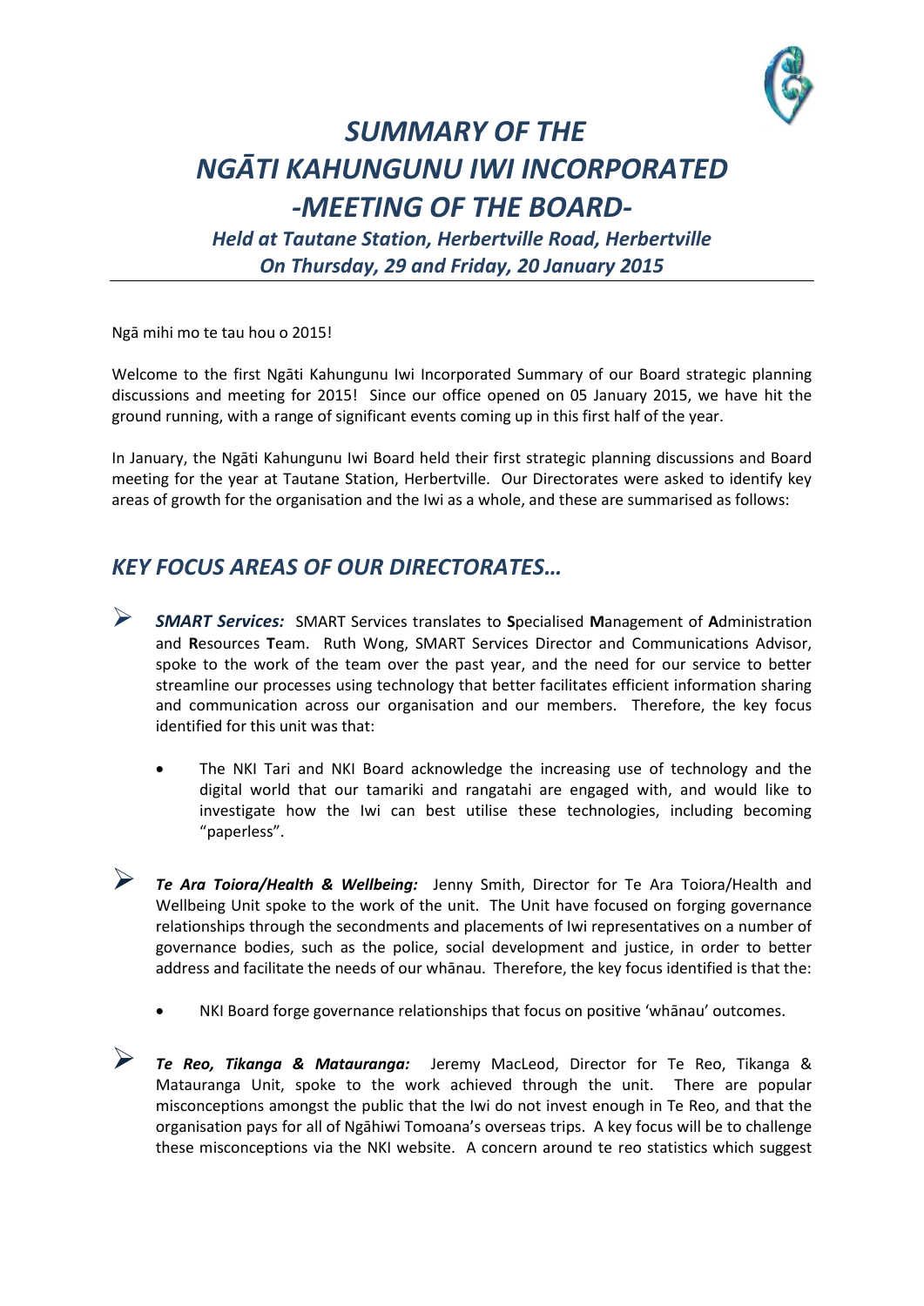# *SUMMARY OF THE NGĀTI KAHUNGUNU IWI INCORPORATED -MEETING OF THE BOARD-*

### *Held at Tautane Station, Herbertville Road, Herbertville On Thursday, 29 and Friday, 20 January 2015*

Ngā mihi mo te tau hou o 2015!

Welcome to the first Ngāti Kahungunu Iwi Incorporated Summary of our Board strategic planning discussions and meeting for 2015! Since our office opened on 05 January 2015, we have hit the ground running, with a range of significant events coming up in this first half of the year.

In January, the Ngāti Kahungunu Iwi Board held their first strategic planning discussions and Board meeting for the year at Tautane Station, Herbertville. Our Directorates were asked to identify key areas of growth for the organisation and the Iwi as a whole, and these are summarised as follows:

## *KEY FOCUS AREAS OF OUR DIRECTORATES…*

- ***SMART Services:*** SMART Services translates to **S**pecialised **M**anagement of **A**dministration and **R**esources **T**eam. Ruth Wong, SMART Services Director and Communications Advisor, spoke to the work of the team over the past year, and the need for our service to better streamline our processes using technology that better facilitates efficient information sharing and communication across our organisation and our members. Therefore, the key focus identified for this unit was that:

    - The NKI Tari and NKI Board acknowledge the increasing use of technology and the digital world that our tamariki and rangatahi are engaged with, and would like to investigate how the Iwi can best utilise these technologies, including becoming "paperless".

- ***Te Ara Toiora/Health & Wellbeing:*** Jenny Smith, Director for Te Ara Toiora/Health and Wellbeing Unit spoke to the work of the unit. The Unit have focused on forging governance relationships through the secondments and placements of Iwi representatives on a number of governance bodies, such as the police, social development and justice, in order to better address and facilitate the needs of our whānau. Therefore, the key focus identified is that the:

    - NKI Board forge governance relationships that focus on positive 'whānau' outcomes.

- ***Te Reo, Tikanga & Matauranga:*** Jeremy MacLeod, Director for Te Reo, Tikanga & Matauranga Unit, spoke to the work achieved through the unit. There are popular misconceptions amongst the public that the Iwi do not invest enough in Te Reo, and that the organisation pays for all of Ngāhiwi Tomoana's overseas trips. A key focus will be to challenge these misconceptions via the NKI website. A concern around te reo statistics which suggest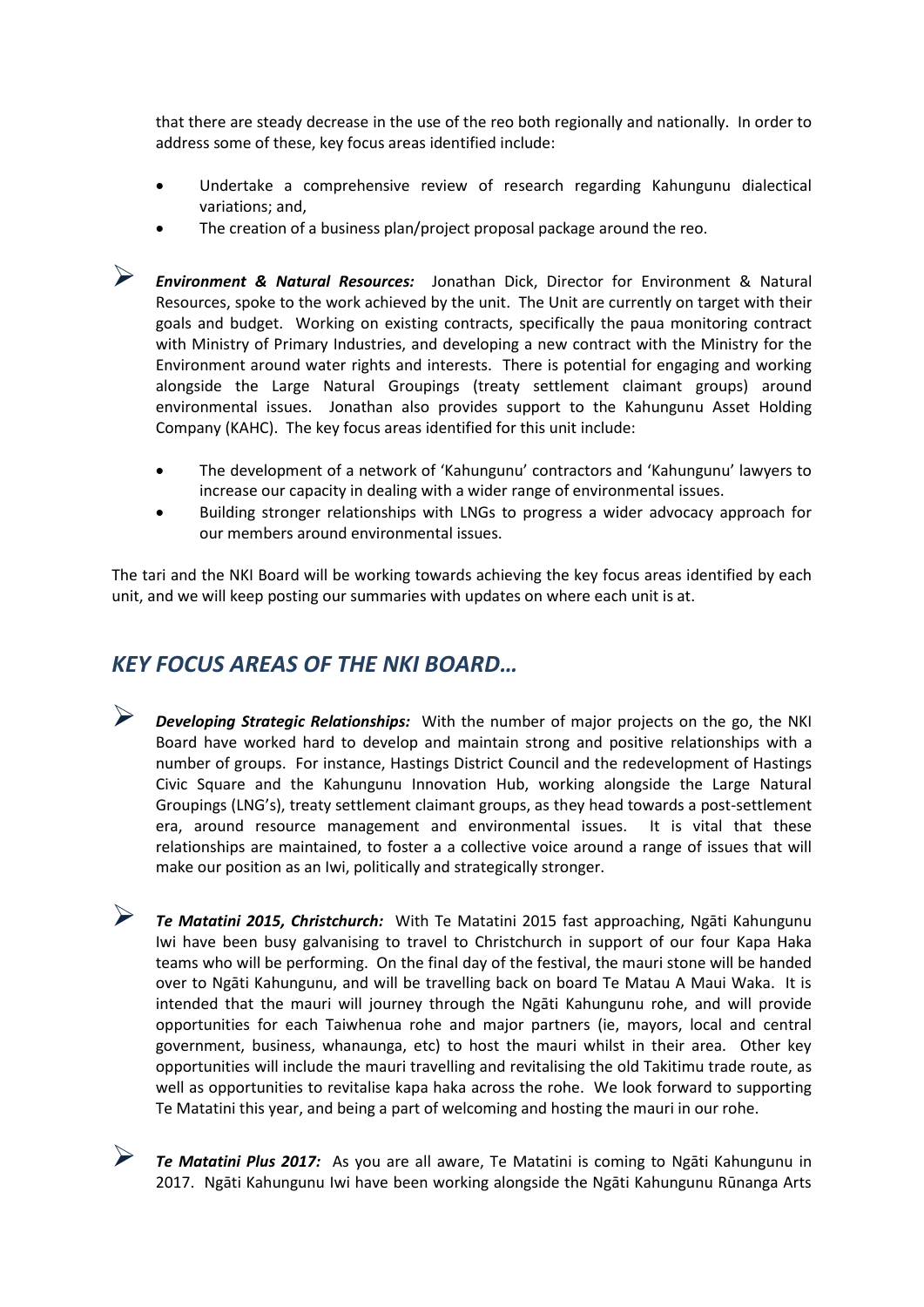that there are steady decrease in the use of the reo both regionally and nationally. In order to address some of these, key focus areas identified include:

- Undertake a comprehensive review of research regarding Kahungunu dialectical variations; and,
- The creation of a business plan/project proposal package around the reo.

- ***Environment & Natural Resources:*** Jonathan Dick, Director for Environment & Natural Resources, spoke to the work achieved by the unit. The Unit are currently on target with their goals and budget. Working on existing contracts, specifically the paua monitoring contract with Ministry of Primary Industries, and developing a new contract with the Ministry for the Environment around water rights and interests. There is potential for engaging and working alongside the Large Natural Groupings (treaty settlement claimant groups) around environmental issues. Jonathan also provides support to the Kahungunu Asset Holding Company (KAHC). The key focus areas identified for this unit include:

  - The development of a network of 'Kahungunu' contractors and 'Kahungunu' lawyers to increase our capacity in dealing with a wider range of environmental issues.
  - Building stronger relationships with LNGs to progress a wider advocacy approach for our members around environmental issues.

The tari and the NKI Board will be working towards achieving the key focus areas identified by each unit, and we will keep posting our summaries with updates on where each unit is at.

## *KEY FOCUS AREAS OF THE NKI BOARD…*

- ***Developing Strategic Relationships:*** With the number of major projects on the go, the NKI Board have worked hard to develop and maintain strong and positive relationships with a number of groups. For instance, Hastings District Council and the redevelopment of Hastings Civic Square and the Kahungunu Innovation Hub, working alongside the Large Natural Groupings (LNG's), treaty settlement claimant groups, as they head towards a post-settlement era, around resource management and environmental issues. It is vital that these relationships are maintained, to foster a a collective voice around a range of issues that will make our position as an Iwi, politically and strategically stronger.

- ***Te Matatini 2015, Christchurch:*** With Te Matatini 2015 fast approaching, Ngāti Kahungunu Iwi have been busy galvanising to travel to Christchurch in support of our four Kapa Haka teams who will be performing. On the final day of the festival, the mauri stone will be handed over to Ngāti Kahungunu, and will be travelling back on board Te Matau A Maui Waka. It is intended that the mauri will journey through the Ngāti Kahungunu rohe, and will provide opportunities for each Taiwhenua rohe and major partners (ie, mayors, local and central government, business, whanaunga, etc) to host the mauri whilst in their area. Other key opportunities will include the mauri travelling and revitalising the old Takitimu trade route, as well as opportunities to revitalise kapa haka across the rohe. We look forward to supporting Te Matatini this year, and being a part of welcoming and hosting the mauri in our rohe.

- ***Te Matatini Plus 2017:*** As you are all aware, Te Matatini is coming to Ngāti Kahungunu in 2017. Ngāti Kahungunu Iwi have been working alongside the Ngāti Kahungunu Rūnanga Arts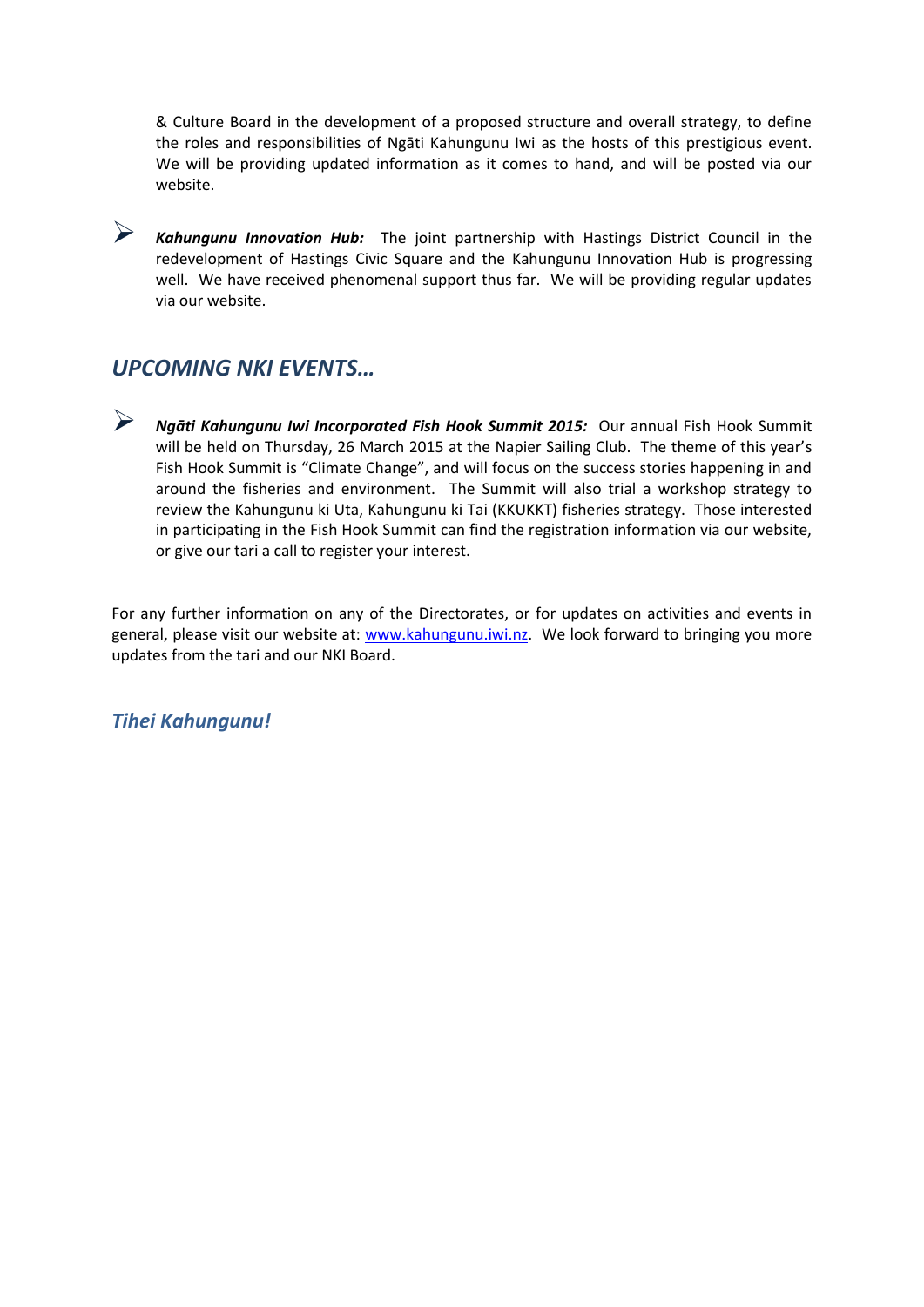& Culture Board in the development of a proposed structure and overall strategy, to define the roles and responsibilities of Ngāti Kahungunu Iwi as the hosts of this prestigious event. We will be providing updated information as it comes to hand, and will be posted via our website.

- ***Kahungunu Innovation Hub:*** The joint partnership with Hastings District Council in the redevelopment of Hastings Civic Square and the Kahungunu Innovation Hub is progressing well. We have received phenomenal support thus far. We will be providing regular updates via our website.

## *UPCOMING NKI EVENTS…*

- ***Ngāti Kahungunu Iwi Incorporated Fish Hook Summit 2015:*** Our annual Fish Hook Summit will be held on Thursday, 26 March 2015 at the Napier Sailing Club. The theme of this year's Fish Hook Summit is "Climate Change", and will focus on the success stories happening in and around the fisheries and environment. The Summit will also trial a workshop strategy to review the Kahungunu ki Uta, Kahungunu ki Tai (KKUKKT) fisheries strategy. Those interested in participating in the Fish Hook Summit can find the registration information via our website, or give our tari a call to register your interest.

For any further information on any of the Directorates, or for updates on activities and events in general, please visit our website at: [www.kahungunu.iwi.nz](http://www.kahungunu.iwi.nz). We look forward to bringing you more updates from the tari and our NKI Board.

### *Tihei Kahungunu!*